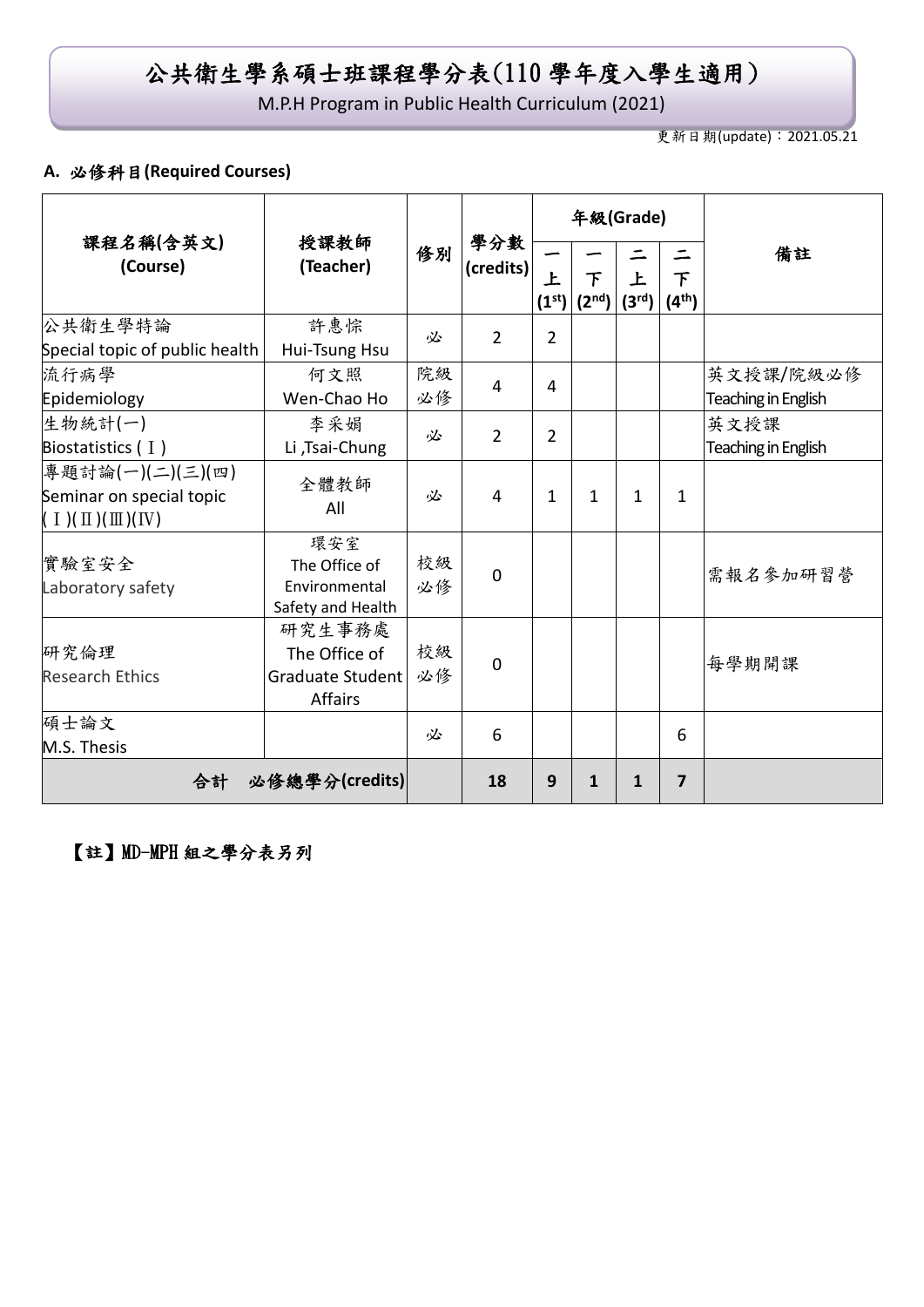# 公共衛生學系碩士班課程學分表(110 學年度入學生適用)

M.P.H Program in Public Health Curriculum (2021)

更新日期(update)：2021.05.21

## A. 必修科目(Required Courses)

| 課程名稱(含英文) (Course) | 授課教師 (Teacher) | 修別 | 學分數 (credits) | 年級(Grade) | | | | 備註 |
|---|---|---|---|---|---|---|---|---|
| | | | | 一上 (1st) | 一下 (2nd) | 二上 (3rd) | 二下 (4th) | |
| 公共衛生學特論 Special topic of public health | 許惠悰 Hui-Tsung Hsu | 必 | 2 | 2 | | | | |
| 流行病學 Epidemiology | 何文照 Wen-Chao Ho | 院級必修 | 4 | 4 | | | | 英文授課/院級必修 Teaching in English |
| 生物統計(一) Biostatistics (Ⅰ) | 李采娟 Li ,Tsai-Chung | 必 | 2 | 2 | | | | 英文授課 Teaching in English |
| 專題討論(一)(二)(三)(四) Seminar on special topic (Ⅰ)(Ⅱ)(Ⅲ)(Ⅳ) | 全體教師 All | 必 | 4 | 1 | 1 | 1 | 1 | |
| 實驗室安全 Laboratory safety | 環安室 The Office of Environmental Safety and Health | 校級必修 | 0 | | | | | 需報名參加研習營 |
| 研究倫理 Research Ethics | 研究生事務處 The Office of Graduate Student Affairs | 校級必修 | 0 | | | | | 每學期開課 |
| 碩士論文 M.S. Thesis | | 必 | 6 | | | | 6 | |
| 合計　必修總學分(credits) | | | 18 | 9 | 1 | 1 | 7 | |

【註】MD-MPH 組之學分表另列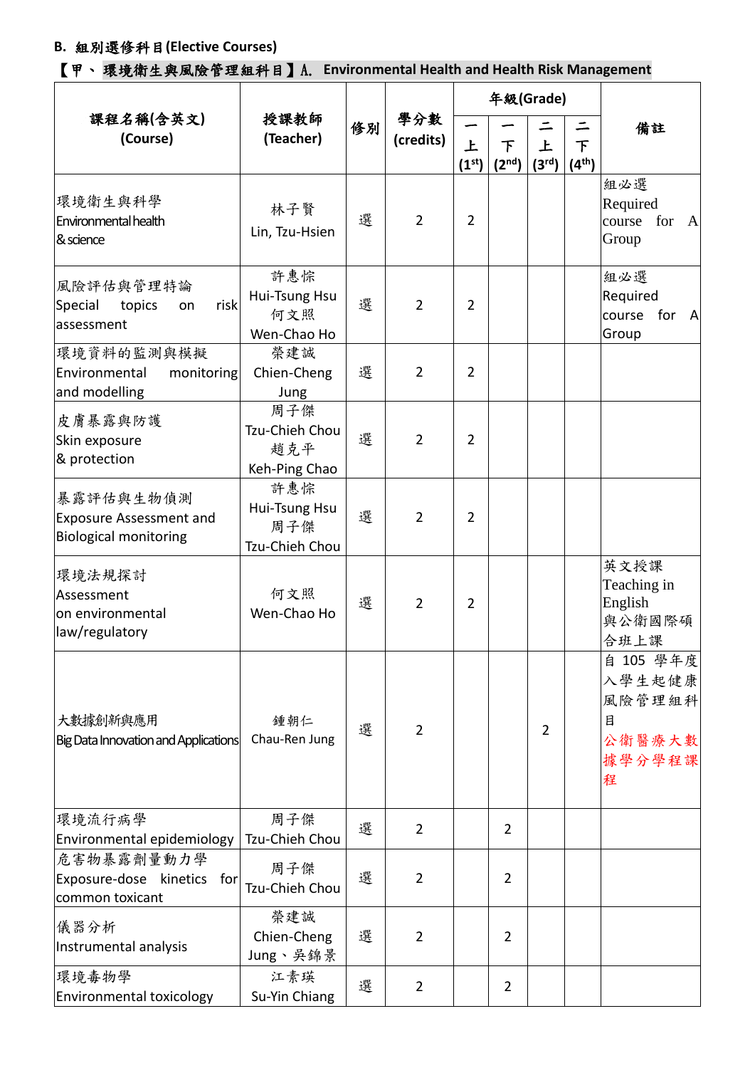**B. 組別選修科目(Elective Courses)**

**【甲、環境衛生與風險管理組科目】A. Environmental Health and Health Risk Management**

| 課程名稱(含英文) (Course) | 授課教師 (Teacher) | 修別 | 學分數 (credits) | 年級(Grade) 一上 (1st) | 一下 (2nd) | 二上 (3rd) | 二下 (4th) | 備註 |
|---|---|---|---|---|---|---|---|---|
| 環境衛生與科學 Environmental health & science | 林子賢 Lin, Tzu-Hsien | 選 | 2 | 2 | | | | 組必選 Required course for A Group |
| 風險評估與管理特論 Special topics on risk assessment | 許惠悰 Hui-Tsung Hsu 何文照 Wen-Chao Ho | 選 | 2 | 2 | | | | 組必選 Required course for A Group |
| 環境資料的監測與模擬 Environmental monitoring and modelling | 榮建誠 Chien-Cheng Jung | 選 | 2 | 2 | | | | |
| 皮膚暴露與防護 Skin exposure & protection | 周子傑 Tzu-Chieh Chou 趙克平 Keh-Ping Chao | 選 | 2 | 2 | | | | |
| 暴露評估與生物偵測 Exposure Assessment and Biological monitoring | 許惠悰 Hui-Tsung Hsu 周子傑 Tzu-Chieh Chou | 選 | 2 | 2 | | | | |
| 環境法規探討 Assessment on environmental law/regulatory | 何文照 Wen-Chao Ho | 選 | 2 | 2 | | | | 英文授課 Teaching in English 與公衛國際碩合班上課 |
| 大數據創新與應用 Big Data Innovation and Applications | 鍾朝仁 Chau-Ren Jung | 選 | 2 | | | 2 | | 自 105 學年度入學生起健康風險管理組科目 公衛醫療大數據學分學程課程 |
| 環境流行病學 Environmental epidemiology | 周子傑 Tzu-Chieh Chou | 選 | 2 | | 2 | | | |
| 危害物暴露劑量動力學 Exposure-dose kinetics for common toxicant | 周子傑 Tzu-Chieh Chou | 選 | 2 | | 2 | | | |
| 儀器分析 Instrumental analysis | 榮建誠 Chien-Cheng Jung、吳錦景 | 選 | 2 | | 2 | | | |
| 環境毒物學 Environmental toxicology | 江素瑛 Su-Yin Chiang | 選 | 2 | | 2 | | | |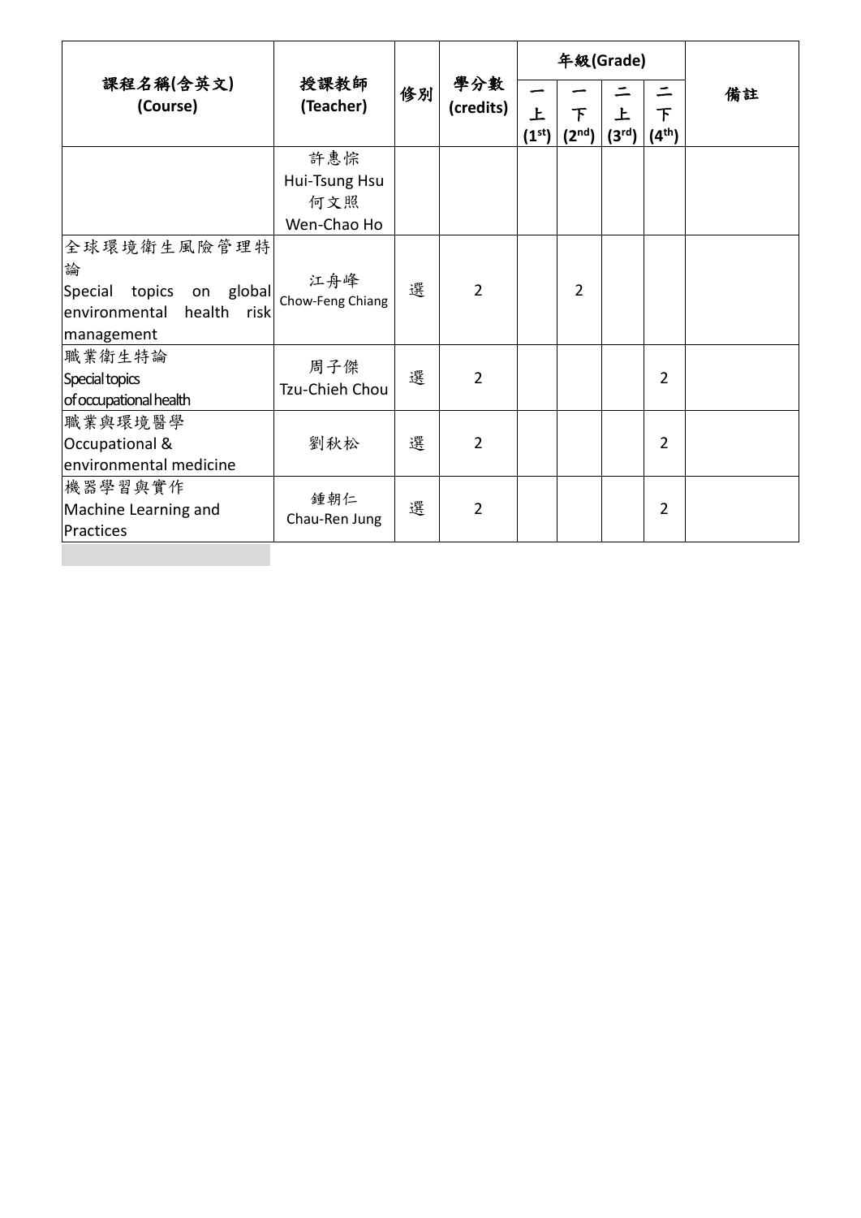| 課程名稱(含英文) (Course) | 授課教師 (Teacher) | 修別 | 學分數 (credits) | 年級(Grade) | | | | 備註 |
|---|---|---|---|---|---|---|---|---|
| | | | | 一上 ($1^{st}$) | 一下 ($2^{nd}$) | 二上 ($3^{rd}$) | 二下 ($4^{th}$) | |
| | 許惠悰 Hui-Tsung Hsu 何文照 Wen-Chao Ho | | | | | | | |
| 全球環境衛生風險管理特論 Special topics on global environmental health risk management | 江舟峰 Chow-Feng Chiang | 選 | 2 | | 2 | | | |
| 職業衛生特論 Special topics of occupational health | 周子傑 Tzu-Chieh Chou | 選 | 2 | | | | 2 | |
| 職業與環境醫學 Occupational & environmental medicine | 劉秋松 | 選 | 2 | | | | 2 | |
| 機器學習與實作 Machine Learning and Practices | 鍾朝仁 Chau-Ren Jung | 選 | 2 | | | | 2 | |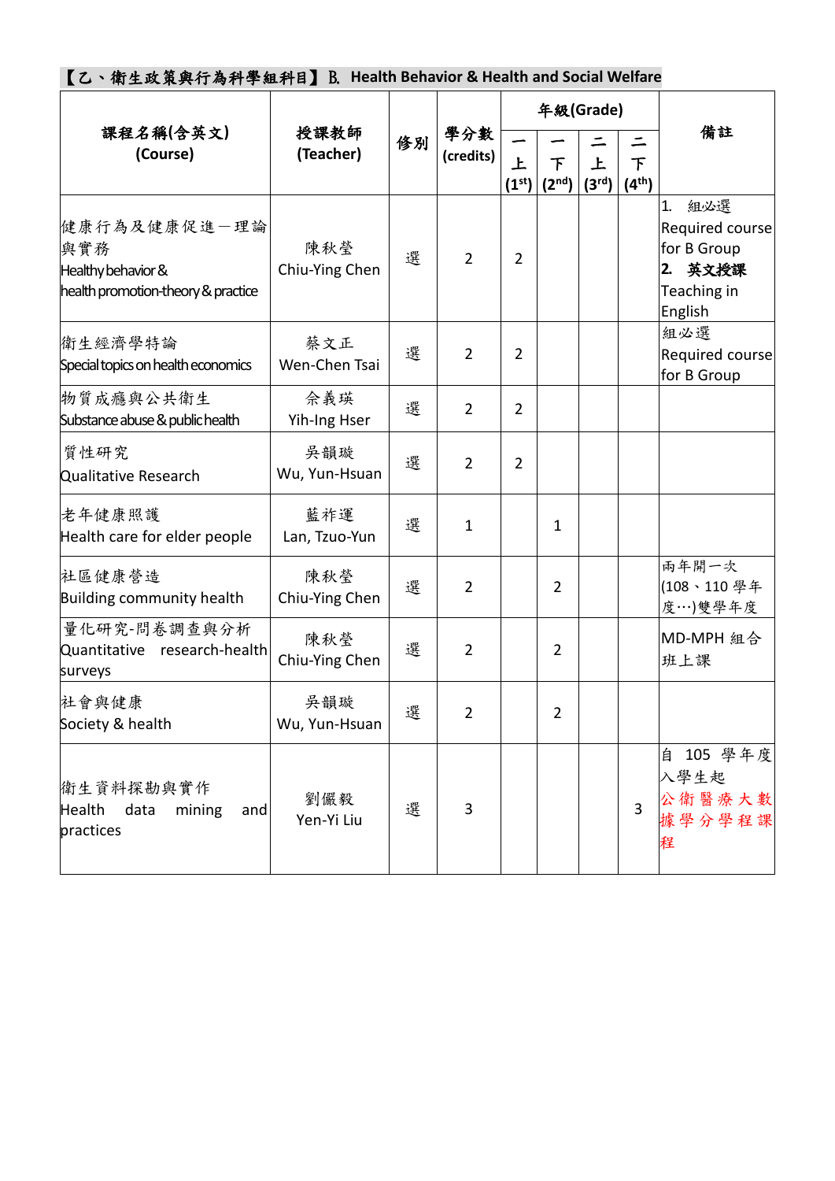**【乙、衛生政策與行為科學組科目】B. Health Behavior & Health and Social Welfare**

| 課程名稱(含英文) (Course) | 授課教師 (Teacher) | 修別 | 學分數 (credits) | 年級(Grade) | | | | 備註 |
|---|---|---|---|---|---|---|---|---|
| | | | | 一上 (1st) | 一下 (2nd) | 二上 (3rd) | 二下 (4th) | |
| 健康行為及健康促進－理論與實務 Healthy behavior & health promotion-theory & practice | 陳秋瑩 Chiu-Ying Chen | 選 | 2 | 2 | | | | 1. 組必選 Required course for B Group **2. 英文授課** Teaching in English |
| 衛生經濟學特論 Special topics on health economics | 蔡文正 Wen-Chen Tsai | 選 | 2 | 2 | | | | 組必選 Required course for B Group |
| 物質成癮與公共衛生 Substance abuse & public health | 佘義瑛 Yih-Ing Hser | 選 | 2 | 2 | | | | |
| 質性研究 Qualitative Research | 吳韻璇 Wu, Yun-Hsuan | 選 | 2 | 2 | | | | |
| 老年健康照護 Health care for elder people | 藍祚運 Lan, Tzuo-Yun | 選 | 1 | | 1 | | | |
| 社區健康營造 Building community health | 陳秋瑩 Chiu-Ying Chen | 選 | 2 | | 2 | | | 兩年開一次(108、110學年度…)雙學年度 |
| 量化研究-問卷調查與分析 Quantitative research-health surveys | 陳秋瑩 Chiu-Ying Chen | 選 | 2 | | 2 | | | MD-MPH 組合班上課 |
| 社會與健康 Society & health | 吳韻璇 Wu, Yun-Hsuan | 選 | 2 | | 2 | | | |
| 衛生資料探勘與實作 Health data mining and practices | 劉儼毅 Yen-Yi Liu | 選 | 3 | | | | 3 | 自105學年度入學生起 公衛醫療大數據學分學程課程 |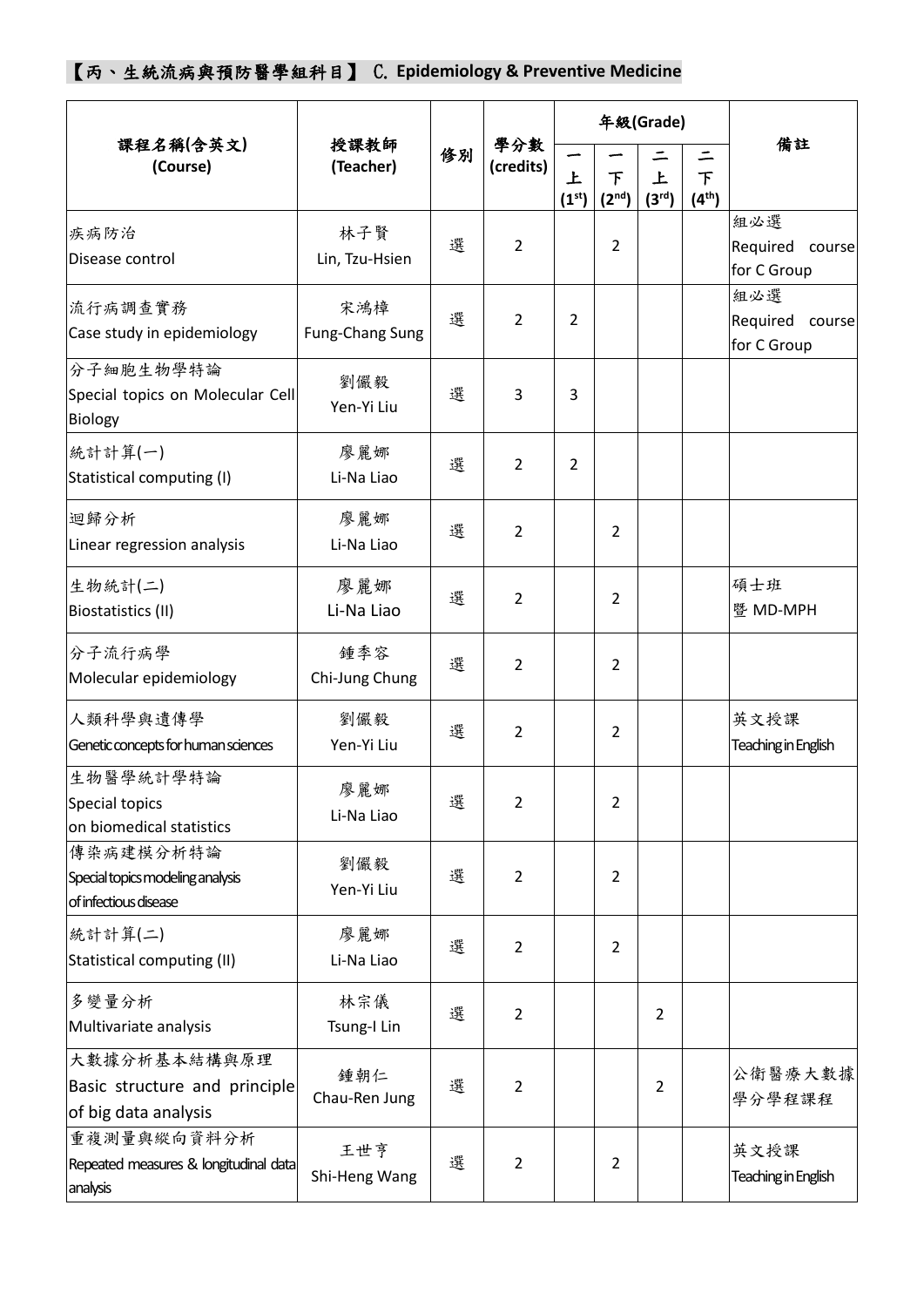**【丙、生統流病與預防醫學組科目】 C. Epidemiology & Preventive Medicine**

| 課程名稱(含英文) (Course) | 授課教師 (Teacher) | 修別 | 學分數 (credits) | 年級(Grade) | | | | 備註 |
|---|---|---|---|---|---|---|---|---|
| | | | | 一上 (1st) | 一下 (2nd) | 二上 (3rd) | 二下 (4th) | |
| 疾病防治 Disease control | 林子賢 Lin, Tzu-Hsien | 選 | 2 | | 2 | | | 組必選 Required course for C Group |
| 流行病調查實務 Case study in epidemiology | 宋鴻樟 Fung-Chang Sung | 選 | 2 | 2 | | | | 組必選 Required course for C Group |
| 分子細胞生物學特論 Special topics on Molecular Cell Biology | 劉儼毅 Yen-Yi Liu | 選 | 3 | 3 | | | | |
| 統計計算(一) Statistical computing (I) | 廖麗娜 Li-Na Liao | 選 | 2 | 2 | | | | |
| 迴歸分析 Linear regression analysis | 廖麗娜 Li-Na Liao | 選 | 2 | | 2 | | | |
| 生物統計(二) Biostatistics (II) | 廖麗娜 Li-Na Liao | 選 | 2 | | 2 | | | 碩士班暨 MD-MPH |
| 分子流行病學 Molecular epidemiology | 鍾季容 Chi-Jung Chung | 選 | 2 | | 2 | | | |
| 人類科學與遺傳學 Genetic concepts for human sciences | 劉儼毅 Yen-Yi Liu | 選 | 2 | | 2 | | | 英文授課 Teaching in English |
| 生物醫學統計學特論 Special topics on biomedical statistics | 廖麗娜 Li-Na Liao | 選 | 2 | | 2 | | | |
| 傳染病建模分析特論 Special topics modeling analysis of infectious disease | 劉儼毅 Yen-Yi Liu | 選 | 2 | | 2 | | | |
| 統計計算(二) Statistical computing (II) | 廖麗娜 Li-Na Liao | 選 | 2 | | 2 | | | |
| 多變量分析 Multivariate analysis | 林宗儀 Tsung-I Lin | 選 | 2 | | | 2 | | |
| 大數據分析基本結構與原理 Basic structure and principle of big data analysis | 鍾朝仁 Chau-Ren Jung | 選 | 2 | | | 2 | | 公衛醫療大數據學分學程課程 |
| 重複測量與縱向資料分析 Repeated measures & longitudinal data analysis | 王世亨 Shi-Heng Wang | 選 | 2 | | 2 | | | 英文授課 Teaching in English |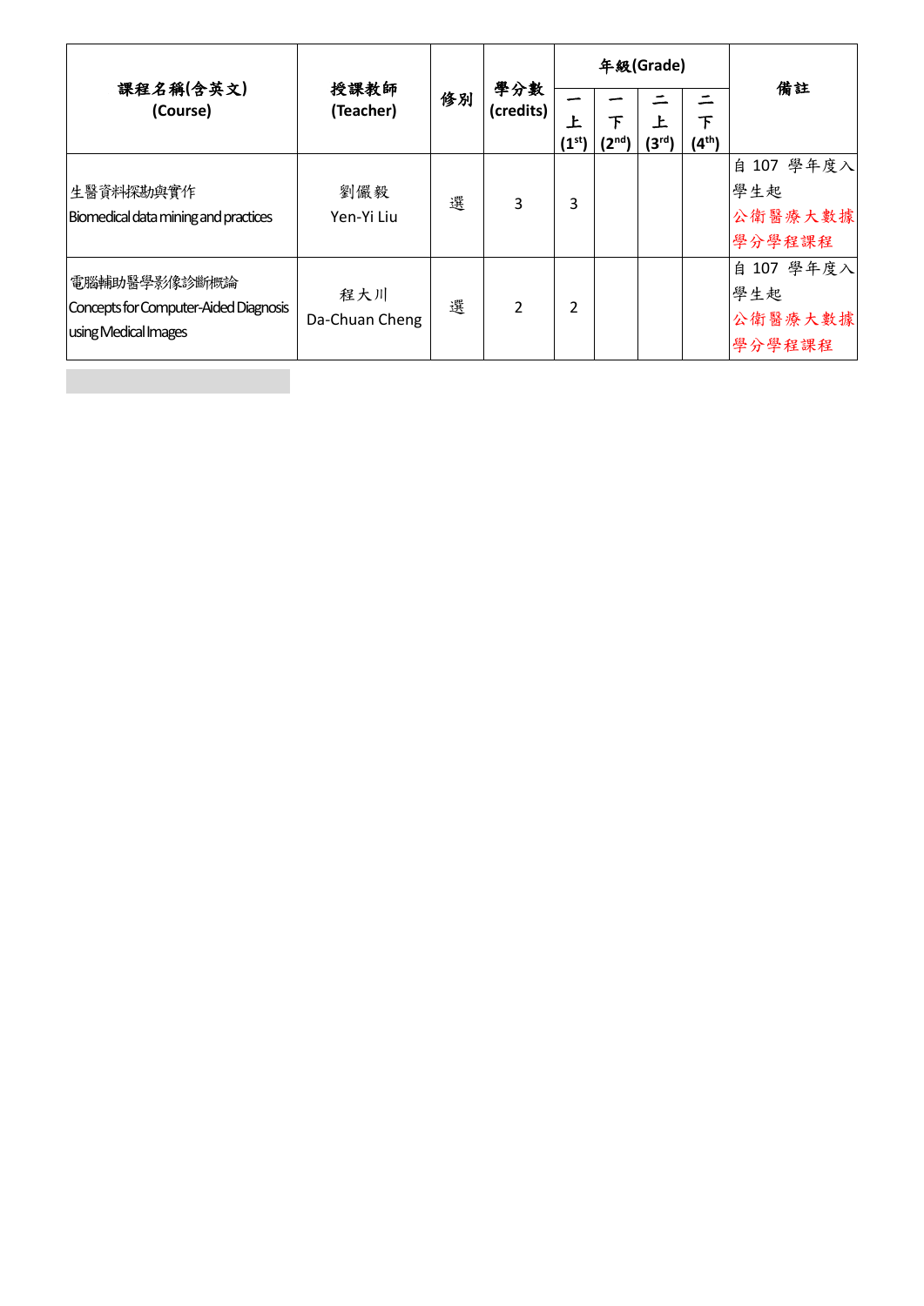| 課程名稱(含英文) (Course) | 授課教師 (Teacher) | 修別 | 學分數 (credits) | 年級(Grade) | | | | 備註 |
|---|---|---|---|---|---|---|---|---|
| | | | | 一上 (1st) | 一下 (2nd) | 二上 (3rd) | 二下 (4th) | |
| 生醫資料探勘與實作 Biomedical data mining and practices | 劉儼毅 Yen-Yi Liu | 選 | 3 | 3 | | | | 自 107 學年度入學生起 公衛醫療大數據學分學程課程 |
| 電腦輔助醫學影像診斷概論 Concepts for Computer-Aided Diagnosis using Medical Images | 程大川 Da-Chuan Cheng | 選 | 2 | 2 | | | | 自 107 學年度入學生起 公衛醫療大數據學分學程課程 |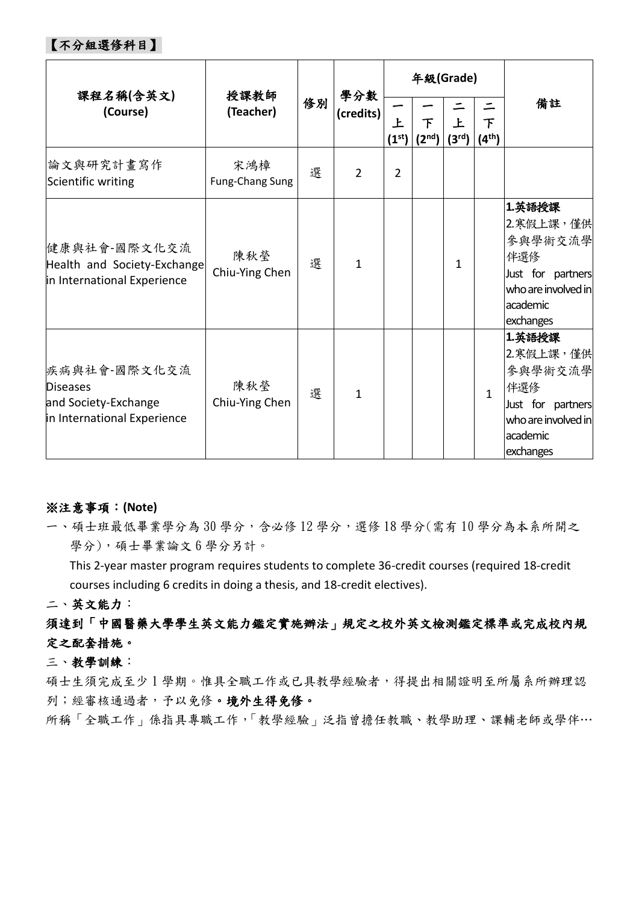【不分組選修科目】

| 課程名稱(含英文) (Course) | 授課教師 (Teacher) | 修別 | 學分數 (credits) | 年級(Grade) | | | | 備註 |
|---|---|---|---|---|---|---|---|---|
| | | | | 一上 ($1^{st}$) | 一下 ($2^{nd}$) | 二上 ($3^{rd}$) | 二下 ($4^{th}$) | |
| 論文與研究計畫寫作 Scientific writing | 宋鴻樟 Fung-Chang Sung | 選 | 2 | 2 | | | | |
| 健康與社會-國際文化交流 Health and Society-Exchange in International Experience | 陳秋瑩 Chiu-Ying Chen | 選 | 1 | | | 1 | | **1.英語授課** 2.寒假上課，僅供參與學術交流學伴選修 Just for partners who are involved in academic exchanges |
| 疾病與社會-國際文化交流 Diseases and Society-Exchange in International Experience | 陳秋瑩 Chiu-Ying Chen | 選 | 1 | | | | 1 | **1.英語授課** 2.寒假上課，僅供參與學術交流學伴選修 Just for partners who are involved in academic exchanges |

**※注意事項：(Note)**

一、碩士班最低畢業學分為 30 學分，含必修 12 學分，選修 18 學分(需有 10 學分為本系所開之學分)，碩士畢業論文 6 學分另計。

This 2-year master program requires students to complete 36-credit courses (required 18-credit courses including 6 credits in doing a thesis, and 18-credit electives).

**二、英文能力：**

**須達到「中國醫藥大學學生英文能力鑑定實施辦法」規定之校外英文檢測鑑定標準或完成校內規定之配套措施。**

**三、教學訓練：**

碩士生須完成至少 1 學期。惟具全職工作或已具教學經驗者，得提出相關證明至所屬系所辦理認列；經審核通過者，予以免修。**境外生得免修。**

所稱「全職工作」係指具專職工作，「教學經驗」泛指曾擔任教職、教學助理、課輔老師或學伴…